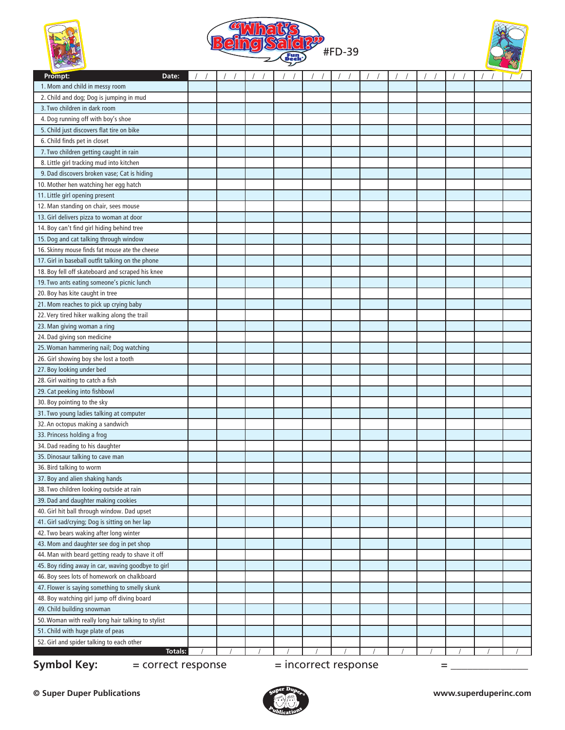# "What's Being Said?" Fun Deck #FD-39

| Prompt: Date: | / / | / / | / / | / / | / / | / / | / / | / / | / / | / / | / / | / / |
|---|---|---|---|---|---|---|---|---|---|---|---|---|
| 1. Mom and child in messy room | | | | | | | | | | | | |
| 2. Child and dog; Dog is jumping in mud | | | | | | | | | | | | |
| 3. Two children in dark room | | | | | | | | | | | | |
| 4. Dog running off with boy's shoe | | | | | | | | | | | | |
| 5. Child just discovers flat tire on bike | | | | | | | | | | | | |
| 6. Child finds pet in closet | | | | | | | | | | | | |
| 7. Two children getting caught in rain | | | | | | | | | | | | |
| 8. Little girl tracking mud into kitchen | | | | | | | | | | | | |
| 9. Dad discovers broken vase; Cat is hiding | | | | | | | | | | | | |
| 10. Mother hen watching her egg hatch | | | | | | | | | | | | |
| 11. Little girl opening present | | | | | | | | | | | | |
| 12. Man standing on chair, sees mouse | | | | | | | | | | | | |
| 13. Girl delivers pizza to woman at door | | | | | | | | | | | | |
| 14. Boy can't find girl hiding behind tree | | | | | | | | | | | | |
| 15. Dog and cat talking through window | | | | | | | | | | | | |
| 16. Skinny mouse finds fat mouse ate the cheese | | | | | | | | | | | | |
| 17. Girl in baseball outfit talking on the phone | | | | | | | | | | | | |
| 18. Boy fell off skateboard and scraped his knee | | | | | | | | | | | | |
| 19. Two ants eating someone's picnic lunch | | | | | | | | | | | | |
| 20. Boy has kite caught in tree | | | | | | | | | | | | |
| 21. Mom reaches to pick up crying baby | | | | | | | | | | | | |
| 22. Very tired hiker walking along the trail | | | | | | | | | | | | |
| 23. Man giving woman a ring | | | | | | | | | | | | |
| 24. Dad giving son medicine | | | | | | | | | | | | |
| 25. Woman hammering nail; Dog watching | | | | | | | | | | | | |
| 26. Girl showing boy she lost a tooth | | | | | | | | | | | | |
| 27. Boy looking under bed | | | | | | | | | | | | |
| 28. Girl waiting to catch a fish | | | | | | | | | | | | |
| 29. Cat peeking into fishbowl | | | | | | | | | | | | |
| 30. Boy pointing to the sky | | | | | | | | | | | | |
| 31. Two young ladies talking at computer | | | | | | | | | | | | |
| 32. An octopus making a sandwich | | | | | | | | | | | | |
| 33. Princess holding a frog | | | | | | | | | | | | |
| 34. Dad reading to his daughter | | | | | | | | | | | | |
| 35. Dinosaur talking to cave man | | | | | | | | | | | | |
| 36. Bird talking to worm | | | | | | | | | | | | |
| 37. Boy and alien shaking hands | | | | | | | | | | | | |
| 38. Two children looking outside at rain | | | | | | | | | | | | |
| 39. Dad and daughter making cookies | | | | | | | | | | | | |
| 40. Girl hit ball through window. Dad upset | | | | | | | | | | | | |
| 41. Girl sad/crying; Dog is sitting on her lap | | | | | | | | | | | | |
| 42. Two bears waking after long winter | | | | | | | | | | | | |
| 43. Mom and daughter see dog in pet shop | | | | | | | | | | | | |
| 44. Man with beard getting ready to shave it off | | | | | | | | | | | | |
| 45. Boy riding away in car, waving goodbye to girl | | | | | | | | | | | | |
| 46. Boy sees lots of homework on chalkboard | | | | | | | | | | | | |
| 47. Flower is saying something to smelly skunk | | | | | | | | | | | | |
| 48. Boy watching girl jump off diving board | | | | | | | | | | | | |
| 49. Child building snowman | | | | | | | | | | | | |
| 50. Woman with really long hair talking to stylist | | | | | | | | | | | | |
| 51. Child with huge plate of peas | | | | | | | | | | | | |
| 52. Girl and spider talking to each other | | | | | | | | | | | | |
| Totals: | / | / | / | / | / | / | / | / | / | / | / | / |

**Symbol Key:** = correct response = incorrect response = _______________

© Super Duper Publications www.superduperinc.com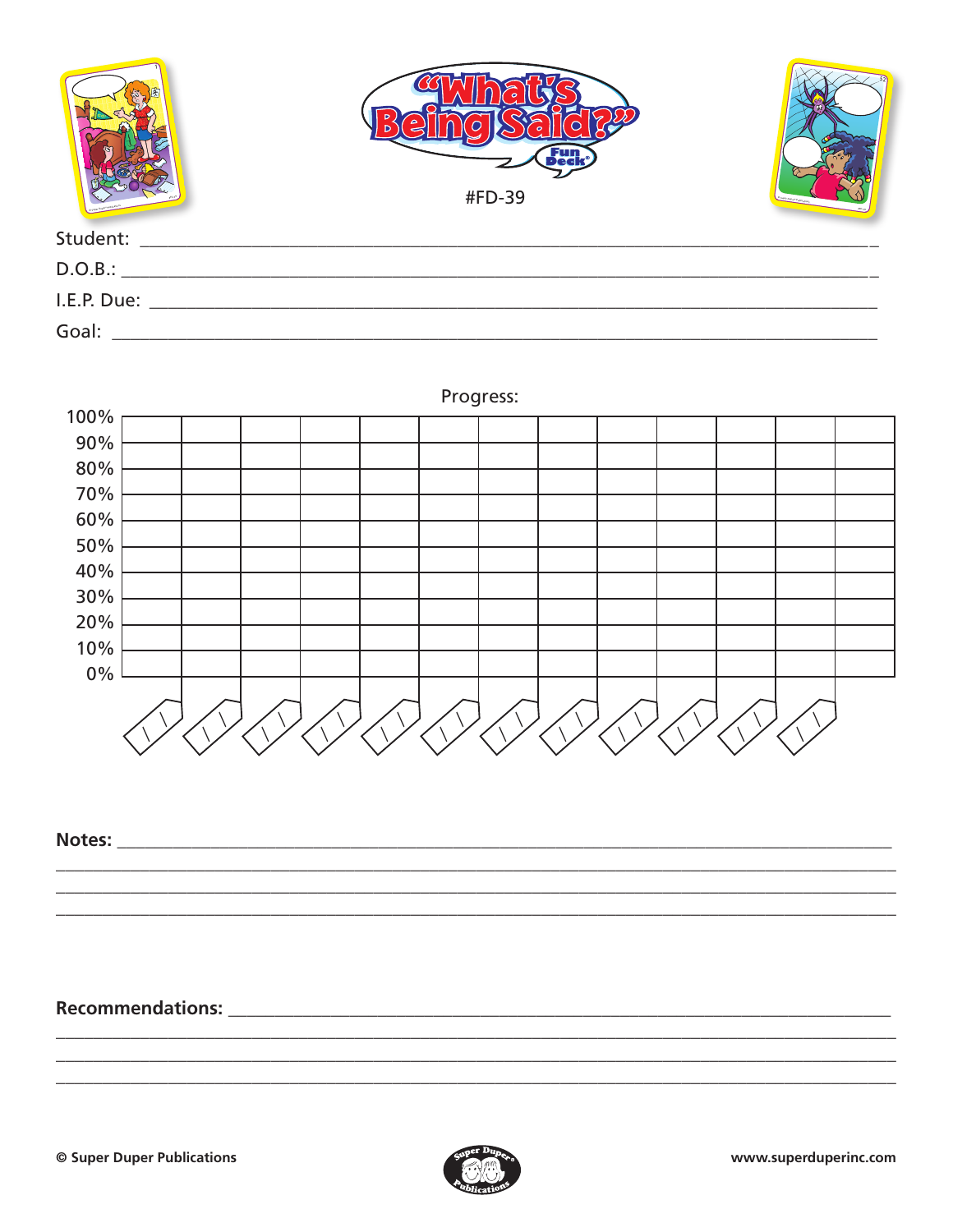# "What's Being Said?" Fun Deck

#FD-39

Student: ______________________________________________

D.O.B.: ______________________________________________

I.E.P. Due: ______________________________________________

Goal: ______________________________________________

Progress:

100%
90%
80%
70%
60%
50%
40%
30%
20%
10%
0%

**Notes:** ______________________________________________

______________________________________________

______________________________________________

______________________________________________

**Recommendations:** ______________________________________________

______________________________________________

______________________________________________

______________________________________________

**© Super Duper Publications** **www.superduperinc.com**